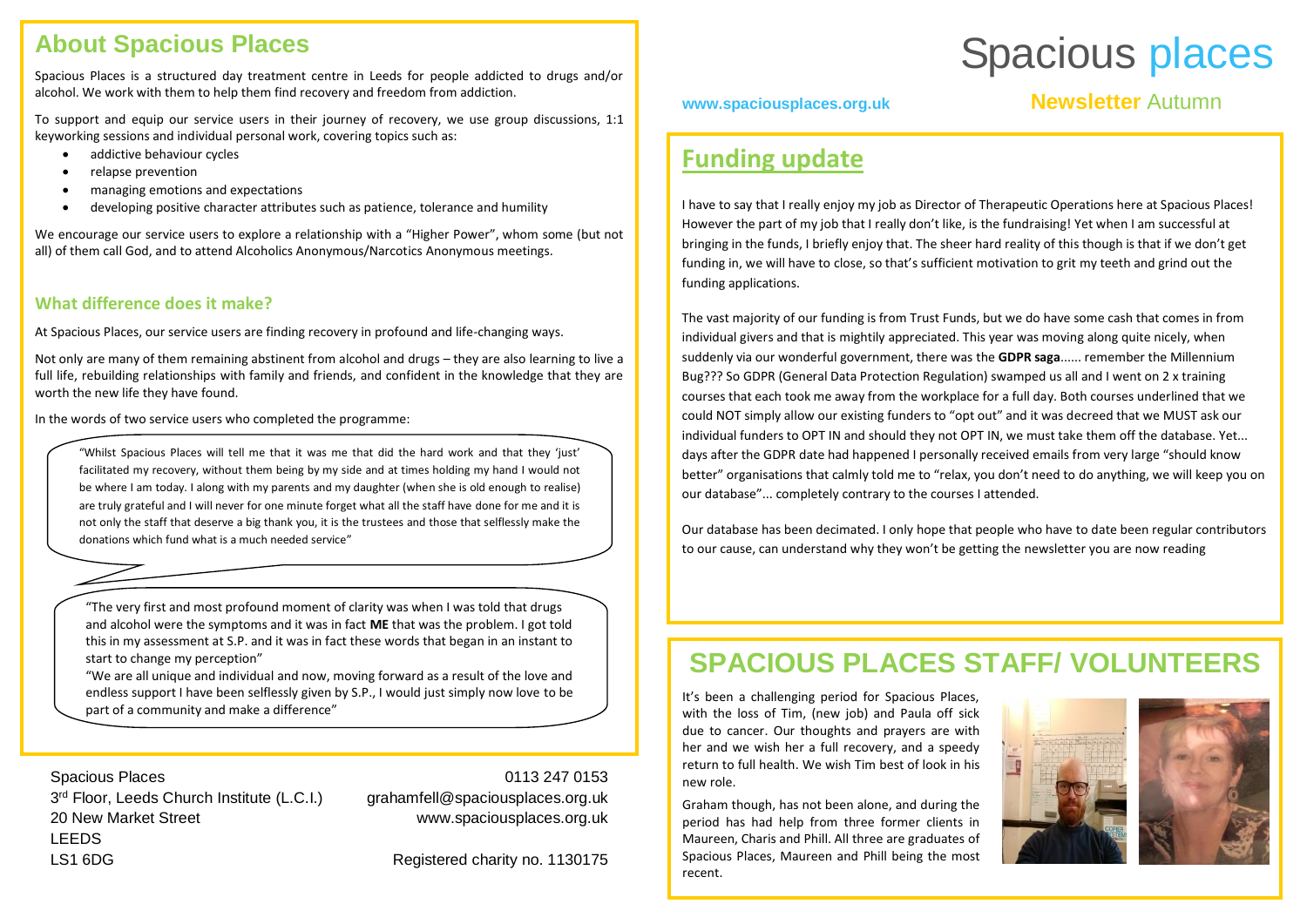# Spacious places

www.spaciousplaces.org.uk

**Newsletter** Autumn

## About Spacious Places

Spacious Places is a structured day treatment centre in Leeds for people addicted to drugs and/or alcohol. We work with them to help them find recovery and freedom from addiction.

To support and equip our service users in their journey of recovery, we use group discussions, 1:1 keyworking sessions and individual personal work, covering topics such as:

- addictive behaviour cycles
- relapse prevention
- managing emotions and expectations
- developing positive character attributes such as patience, tolerance and humility

We encourage our service users to explore a relationship with a "Higher Power", whom some (but not all) of them call God, and to attend Alcoholics Anonymous/Narcotics Anonymous meetings.

### What difference does it make?

At Spacious Places, our service users are finding recovery in profound and life-changing ways.

Not only are many of them remaining abstinent from alcohol and drugs – they are also learning to live a full life, rebuilding relationships with family and friends, and confident in the knowledge that they are worth the new life they have found.

In the words of two service users who completed the programme:

"Whilst Spacious Places will tell me that it was me that did the hard work and that they 'just' facilitated my recovery, without them being by my side and at times holding my hand I would not be where I am today. I along with my parents and my daughter (when she is old enough to realise) are truly grateful and I will never for one minute forget what all the staff have done for me and it is not only the staff that deserve a big thank you, it is the trustees and those that selflessly make the donations which fund what is a much needed service"

"The very first and most profound moment of clarity was when I was told that drugs and alcohol were the symptoms and it was in fact **ME** that was the problem. I got told this in my assessment at S.P. and it was in fact these words that began in an instant to start to change my perception"
"We are all unique and individual and now, moving forward as a result of the love and endless support I have been selflessly given by S.P., I would just simply now love to be part of a community and make a difference"

Spacious Places
3rd Floor, Leeds Church Institute (L.C.I.)
20 New Market Street
LEEDS
LS1 6DG

0113 247 0153
grahamfell@spaciousplaces.org.uk
www.spaciousplaces.org.uk

Registered charity no. 1130175

## Funding update

I have to say that I really enjoy my job as Director of Therapeutic Operations here at Spacious Places! However the part of my job that I really don't like, is the fundraising! Yet when I am successful at bringing in the funds, I briefly enjoy that. The sheer hard reality of this though is that if we don't get funding in, we will have to close, so that's sufficient motivation to grit my teeth and grind out the funding applications.

The vast majority of our funding is from Trust Funds, but we do have some cash that comes in from individual givers and that is mightily appreciated. This year was moving along quite nicely, when suddenly via our wonderful government, there was the **GDPR saga**...... remember the Millennium Bug??? So GDPR (General Data Protection Regulation) swamped us all and I went on 2 x training courses that each took me away from the workplace for a full day. Both courses underlined that we could NOT simply allow our existing funders to "opt out" and it was decreed that we MUST ask our individual funders to OPT IN and should they not OPT IN, we must take them off the database. Yet... days after the GDPR date had happened I personally received emails from very large "should know better" organisations that calmly told me to "relax, you don't need to do anything, we will keep you on our database"... completely contrary to the courses I attended.

Our database has been decimated. I only hope that people who have to date been regular contributors to our cause, can understand why they won't be getting the newsletter you are now reading

## SPACIOUS PLACES STAFF/ VOLUNTEERS

It's been a challenging period for Spacious Places, with the loss of Tim, (new job) and Paula off sick due to cancer. Our thoughts and prayers are with her and we wish her a full recovery, and a speedy return to full health. We wish Tim best of look in his new role.

Graham though, has not been alone, and during the period has had help from three former clients in Maureen, Charis and Phill. All three are graduates of Spacious Places, Maureen and Phill being the most recent.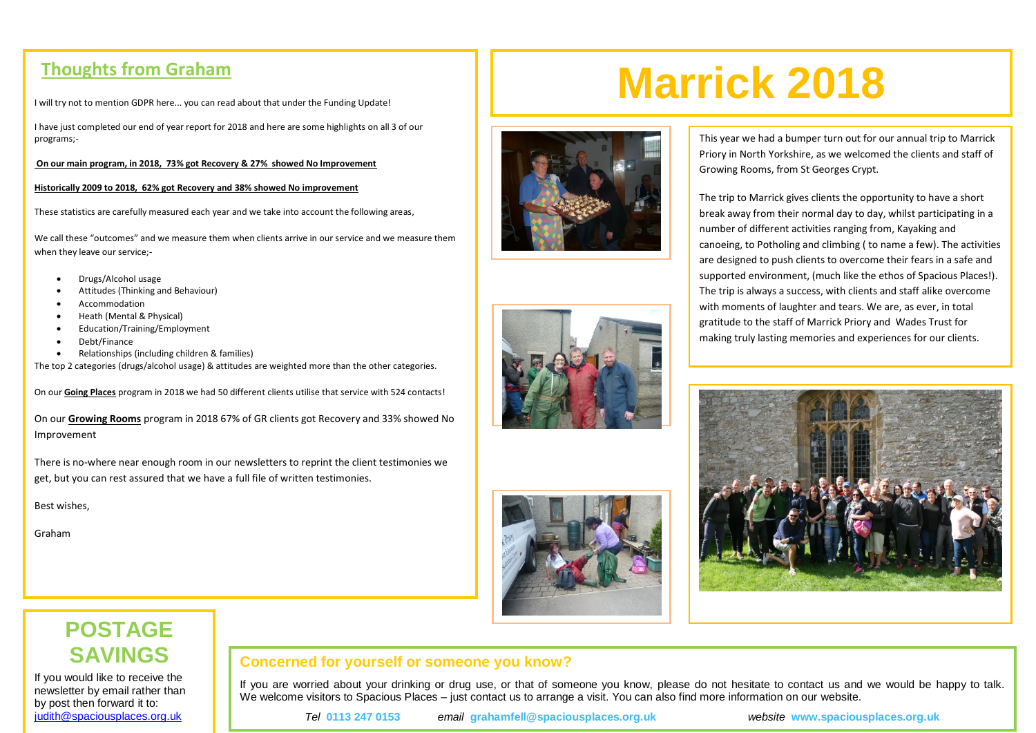## Thoughts from Graham

I will try not to mention GDPR here... you can read about that under the Funding Update!

I have just completed our end of year report for 2018 and here are some highlights on all 3 of our programs;-

**On our main program, in 2018, 73% got Recovery & 27% showed No Improvement**

**Historically 2009 to 2018, 62% got Recovery and 38% showed No improvement**

These statistics are carefully measured each year and we take into account the following areas,

We call these "outcomes" and we measure them when clients arrive in our service and we measure them when they leave our service;-

- Drugs/Alcohol usage
- Attitudes (Thinking and Behaviour)
- Accommodation
- Heath (Mental & Physical)
- Education/Training/Employment
- Debt/Finance
- Relationships (including children & families)

The top 2 categories (drugs/alcohol usage) & attitudes are weighted more than the other categories.

On our **Going Places** program in 2018 we had 50 different clients utilise that service with 524 contacts!

On our **Growing Rooms** program in 2018 67% of GR clients got Recovery and 33% showed No Improvement

There is no-where near enough room in our newsletters to reprint the client testimonies we get, but you can rest assured that we have a full file of written testimonies.

Best wishes,

Graham

# Marrick 2018

This year we had a bumper turn out for our annual trip to Marrick Priory in North Yorkshire, as we welcomed the clients and staff of Growing Rooms, from St Georges Crypt.

The trip to Marrick gives clients the opportunity to have a short break away from their normal day to day, whilst participating in a number of different activities ranging from, Kayaking and canoeing, to Potholing and climbing ( to name a few). The activities are designed to push clients to overcome their fears in a safe and supported environment, (much like the ethos of Spacious Places!). The trip is always a success, with clients and staff alike overcome with moments of laughter and tears. We are, as ever, in total gratitude to the staff of Marrick Priory and Wades Trust for making truly lasting memories and experiences for our clients.

## POSTAGE SAVINGS

If you would like to receive the newsletter by email rather than by post then forward it to: judith@spaciousplaces.org.uk

## Concerned for yourself or someone you know?

If you are worried about your drinking or drug use, or that of someone you know, please do not hesitate to contact us and we would be happy to talk. We welcome visitors to Spacious Places – just contact us to arrange a visit. You can also find more information on our website.

*Tel* **0113 247 0153** *email* **grahamfell@spaciousplaces.org.uk** *website* **www.spaciousplaces.org.uk**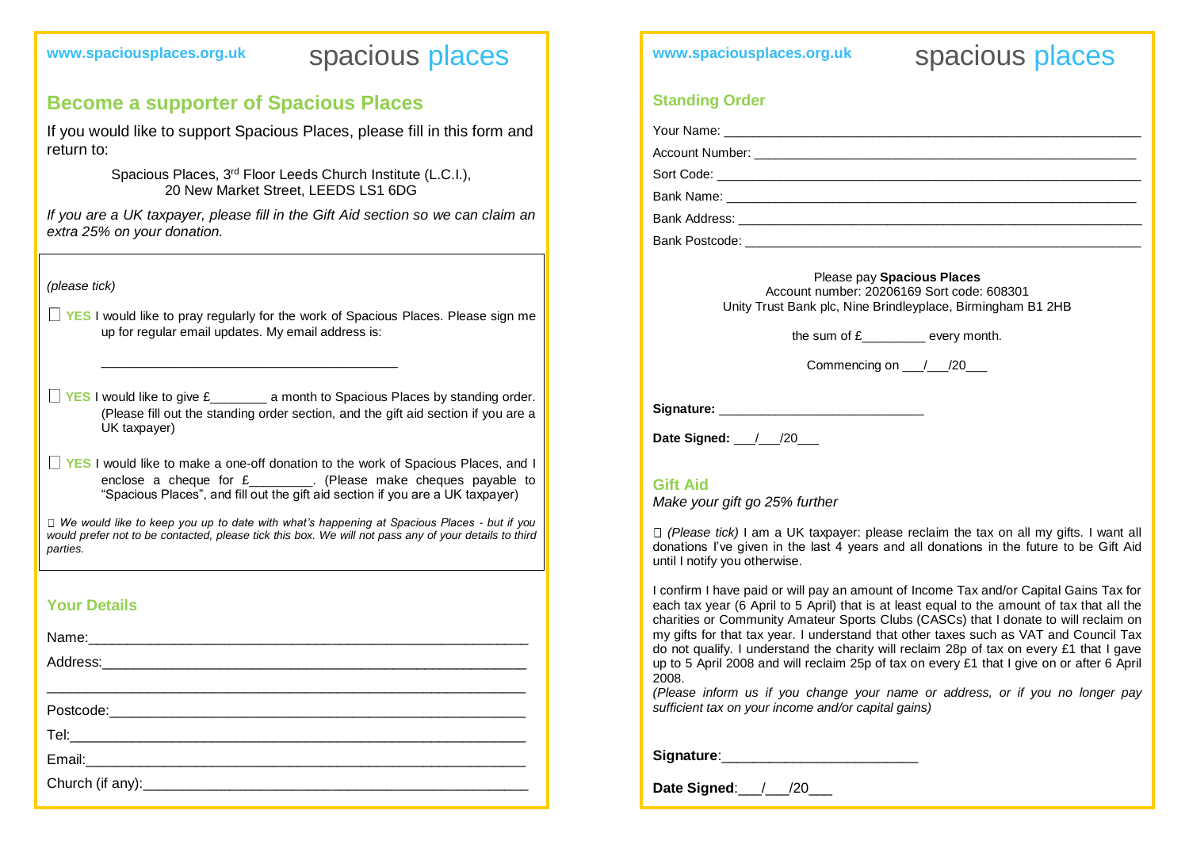www.spaciousplaces.org.uk

spacious places

## Become a supporter of Spacious Places

If you would like to support Spacious Places, please fill in this form and return to:

Spacious Places, 3rd Floor Leeds Church Institute (L.C.I.),
20 New Market Street, LEEDS LS1 6DG

*If you are a UK taxpayer, please fill in the Gift Aid section so we can claim an extra 25% on your donation.*

*(please tick)*

☐ **YES** I would like to pray regularly for the work of Spacious Places. Please sign me up for regular email updates. My email address is:

________________________________________

☐ **YES** I would like to give £________ a month to Spacious Places by standing order. (Please fill out the standing order section, and the gift aid section if you are a UK taxpayer)

☐ **YES** I would like to make a one-off donation to the work of Spacious Places, and I enclose a cheque for £_________. (Please make cheques payable to "Spacious Places", and fill out the gift aid section if you are a UK taxpayer)

☐ *We would like to keep you up to date with what's happening at Spacious Places - but if you would prefer not to be contacted, please tick this box. We will not pass any of your details to third parties.*

### Your Details

Name:________________________________________________________

Address:______________________________________________________

______________________________________________________________

Postcode:_____________________________________________________

Tel:__________________________________________________________

Email:________________________________________________________

Church (if any):________________________________________________

www.spaciousplaces.org.uk

spacious places

### Standing Order

Your Name: ___________________________________________________

Account Number: _______________________________________________

Sort Code: ____________________________________________________

Bank Name: ___________________________________________________

Bank Address: _________________________________________________

Bank Postcode: ________________________________________________

Please pay **Spacious Places**
Account number: 20206169 Sort code: 608301
Unity Trust Bank plc, Nine Brindleyplace, Birmingham B1 2HB

the sum of £_________ every month.

Commencing on ___/___/20___

**Signature:** ____________________________

**Date Signed:** ___/___/20___

### Gift Aid

*Make your gift go 25% further*

☐ *(Please tick)* I am a UK taxpayer: please reclaim the tax on all my gifts. I want all donations I've given in the last 4 years and all donations in the future to be Gift Aid until I notify you otherwise.

I confirm I have paid or will pay an amount of Income Tax and/or Capital Gains Tax for each tax year (6 April to 5 April) that is at least equal to the amount of tax that all the charities or Community Amateur Sports Clubs (CASCs) that I donate to will reclaim on my gifts for that tax year. I understand that other taxes such as VAT and Council Tax do not qualify. I understand the charity will reclaim 28p of tax on every £1 that I gave up to 5 April 2008 and will reclaim 25p of tax on every £1 that I give on or after 6 April 2008.
*(Please inform us if you change your name or address, or if you no longer pay sufficient tax on your income and/or capital gains)*

**Signature**:_________________________

**Date Signed**:___/___/20___